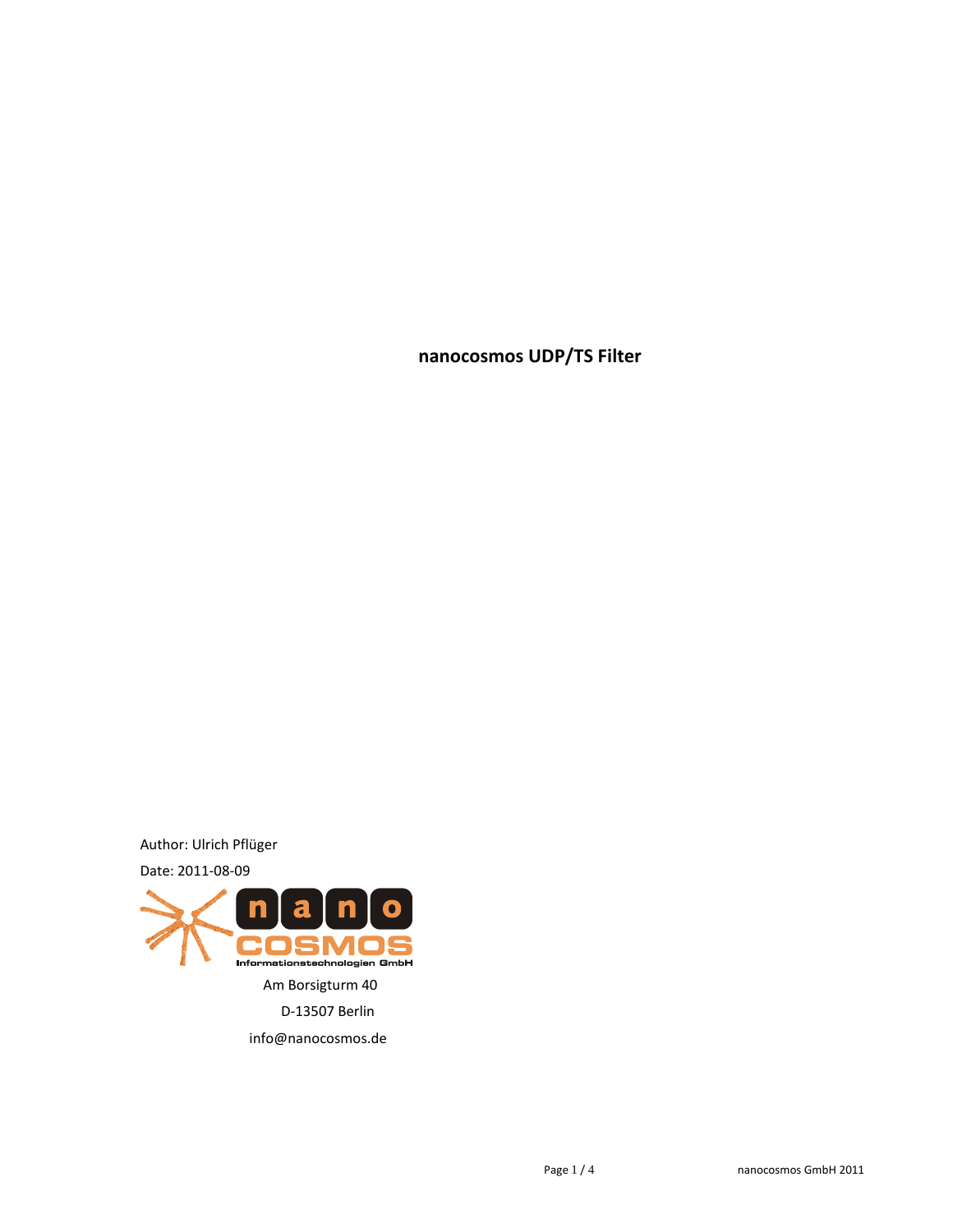# nanocosmos UDP/TS Filter

Author: Ulrich Pflüger

Date: 2011-08-09

Am Borsigturm 40

D-13507 Berlin

info@nanocosmos.de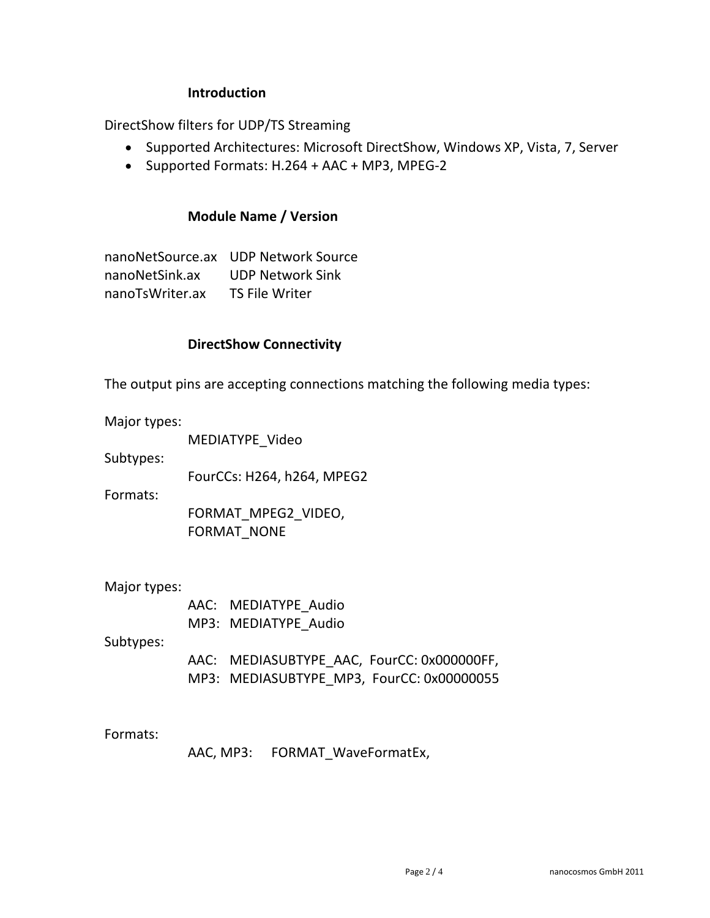## Introduction

DirectShow filters for UDP/TS Streaming

- Supported Architectures: Microsoft DirectShow, Windows XP, Vista, 7, Server
- Supported Formats: H.264 + AAC + MP3, MPEG-2

## Module Name / Version

| | |
|---|---|
| nanoNetSource.ax | UDP Network Source |
| nanoNetSink.ax | UDP Network Sink |
| nanoTsWriter.ax | TS File Writer |

## DirectShow Connectivity

The output pins are accepting connections matching the following media types:

Major types:

MEDIATYPE_Video

Subtypes:

FourCCs: H264, h264, MPEG2

Formats:

FORMAT_MPEG2_VIDEO,
FORMAT_NONE

Major types:

AAC: MEDIATYPE_Audio
MP3: MEDIATYPE_Audio

Subtypes:

AAC: MEDIASUBTYPE_AAC, FourCC: 0x000000FF,
MP3: MEDIASUBTYPE_MP3, FourCC: 0x00000055

Formats:

AAC, MP3: FORMAT_WaveFormatEx,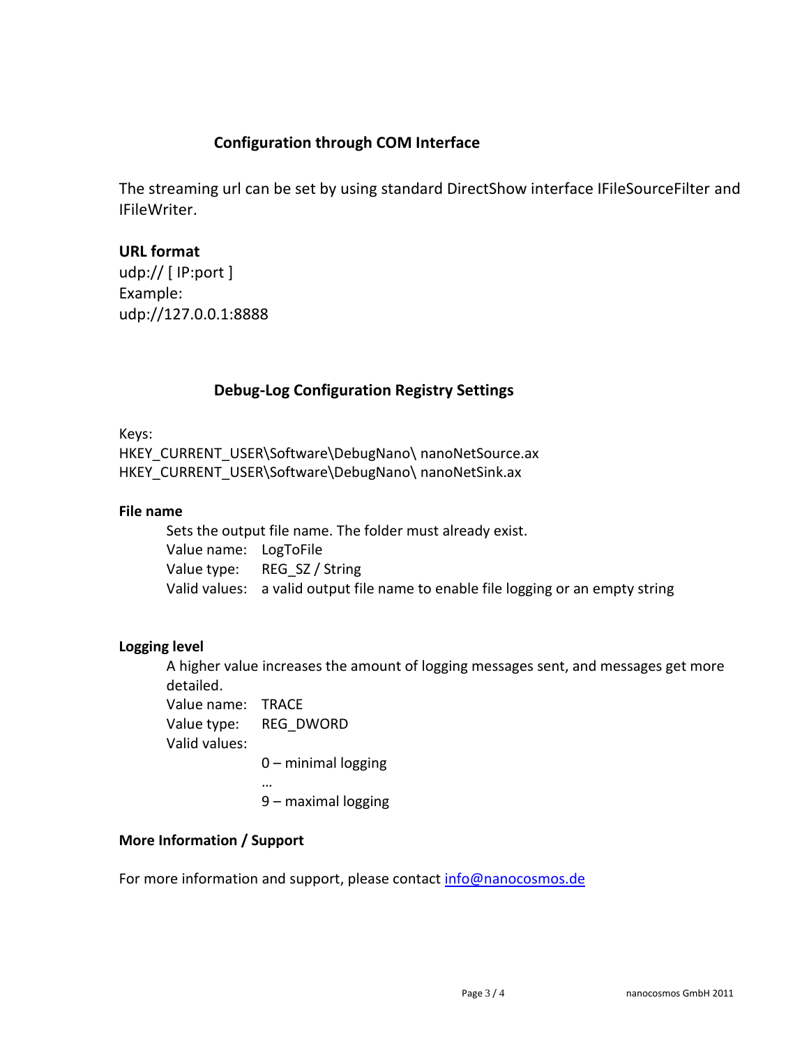## Configuration through COM Interface

The streaming url can be set by using standard DirectShow interface IFileSourceFilter and IFileWriter.

**URL format**

udp:// [ IP:port ]

Example:

udp://127.0.0.1:8888

## Debug-Log Configuration Registry Settings

Keys:

HKEY_CURRENT_USER\Software\DebugNano\ nanoNetSource.ax

HKEY_CURRENT_USER\Software\DebugNano\ nanoNetSink.ax

**File name**

Sets the output file name. The folder must already exist.

Value name: LogToFile

Value type: REG_SZ / String

Valid values: a valid output file name to enable file logging or an empty string

**Logging level**

A higher value increases the amount of logging messages sent, and messages get more detailed.

Value name: TRACE

Value type: REG_DWORD

Valid values:

0 – minimal logging

…

9 – maximal logging

**More Information / Support**

For more information and support, please contact info@nanocosmos.de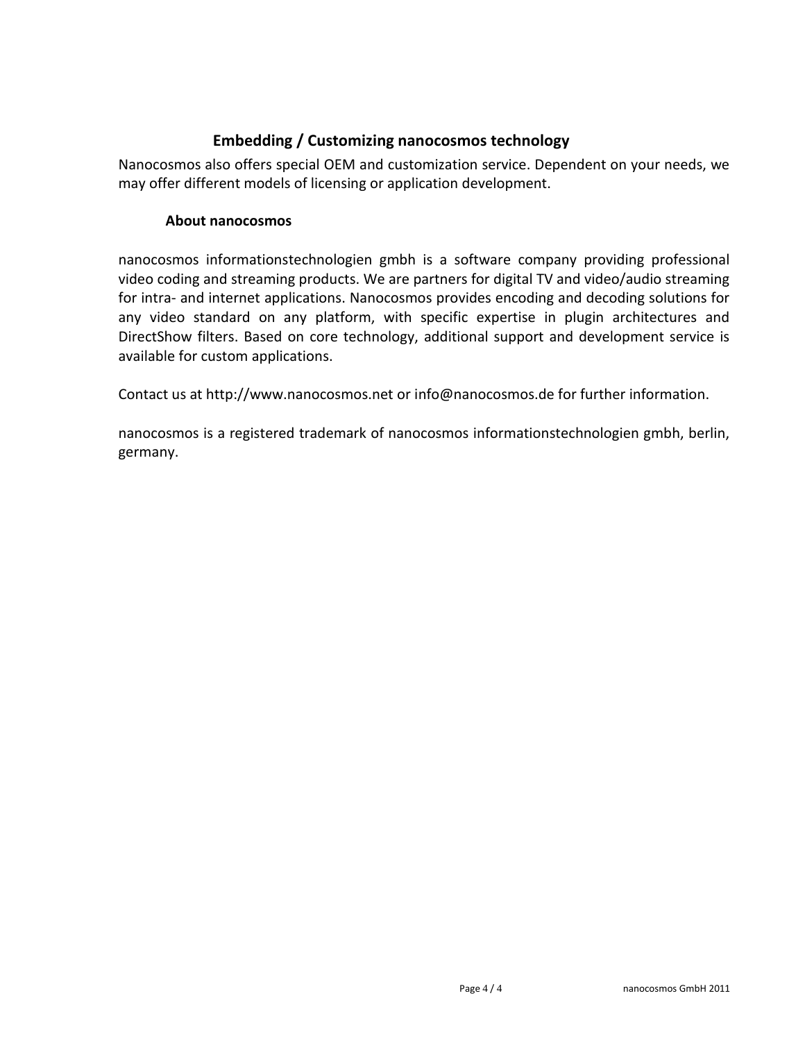## Embedding / Customizing nanocosmos technology

Nanocosmos also offers special OEM and customization service. Dependent on your needs, we may offer different models of licensing or application development.

### About nanocosmos

nanocosmos informationstechnologien gmbh is a software company providing professional video coding and streaming products. We are partners for digital TV and video/audio streaming for intra- and internet applications. Nanocosmos provides encoding and decoding solutions for any video standard on any platform, with specific expertise in plugin architectures and DirectShow filters. Based on core technology, additional support and development service is available for custom applications.

Contact us at http://www.nanocosmos.net or info@nanocosmos.de for further information.

nanocosmos is a registered trademark of nanocosmos informationstechnologien gmbh, berlin, germany.